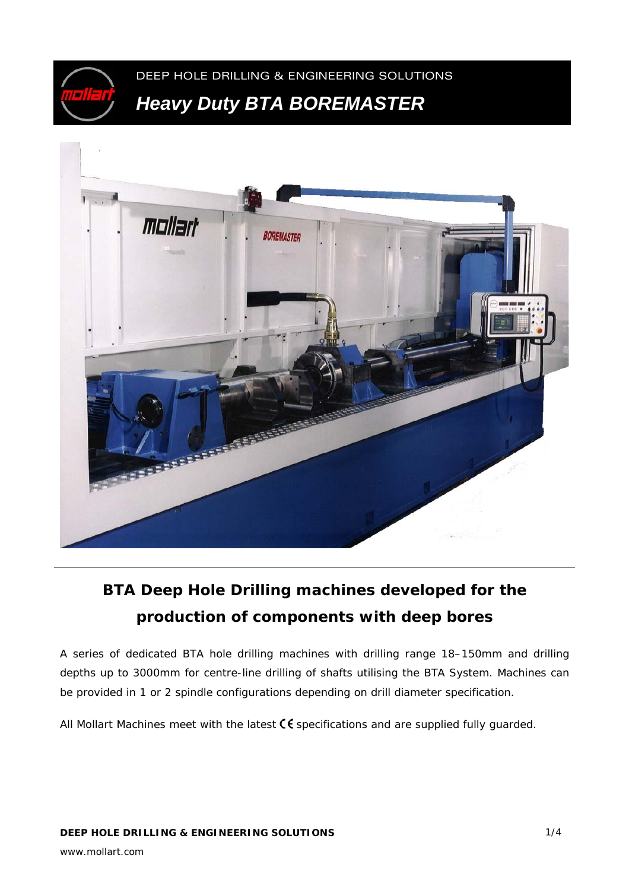DEEP HOLE DRILLING & ENGINEERING SOLUTIONS

# Heavy Duty BTA BOREMASTER

## BTA Deep Hole Drilling machines developed for the production of components with deep bores

A series of dedicated BTA hole drilling machines with drilling range 18–150mm and drilling depths up to 3000mm for centre-line drilling of shafts utilising the BTA System. Machines can be provided in 1 or 2 spindle configurations depending on drill diameter specification.

All Mollart Machines meet with the latest CE specifications and are supplied fully guarded.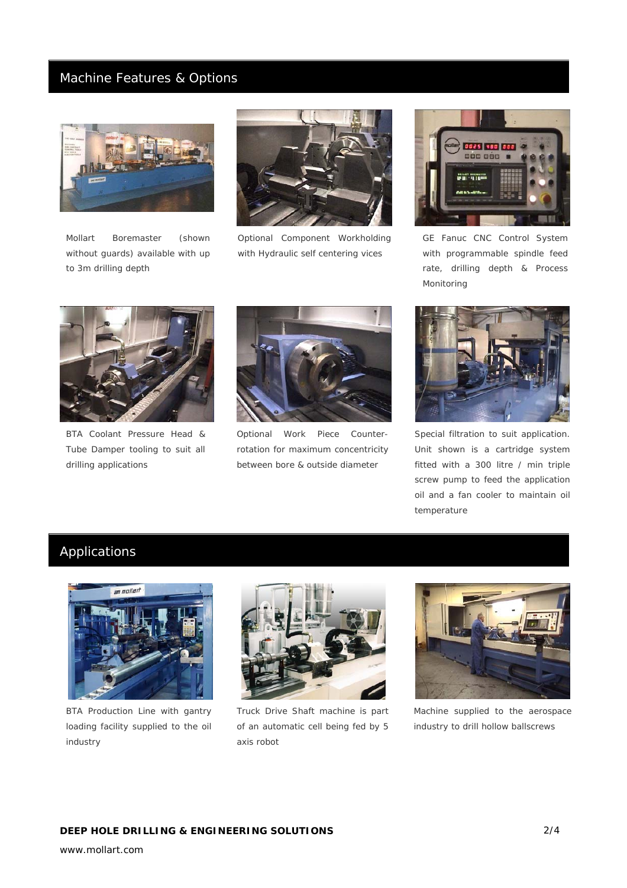## Machine Features & Options

Mollart Boremaster (shown without guards) available with up to 3m drilling depth

Optional Component Workholding with Hydraulic self centering vices

GE Fanuc CNC Control System with programmable spindle feed rate, drilling depth & Process Monitoring

BTA Coolant Pressure Head & Tube Damper tooling to suit all drilling applications

Optional Work Piece Counter-rotation for maximum concentricity between bore & outside diameter

Special filtration to suit application. Unit shown is a cartridge system fitted with a 300 litre / min triple screw pump to feed the application oil and a fan cooler to maintain oil temperature

## Applications

BTA Production Line with gantry loading facility supplied to the oil industry

Truck Drive Shaft machine is part of an automatic cell being fed by 5 axis robot

Machine supplied to the aerospace industry to drill hollow ballscrews

**DEEP HOLE DRILLING & ENGINEERING SOLUTIONS**

www.mollart.com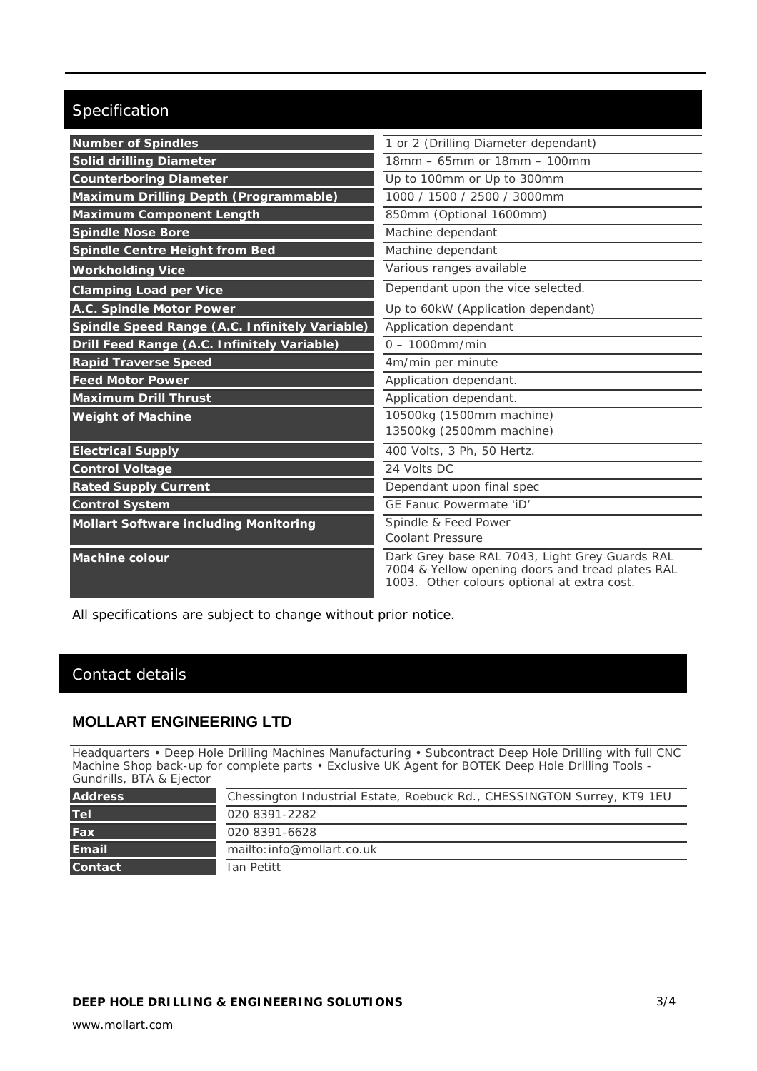## Specification

| | |
|---|---|
| **Number of Spindles** | 1 or 2 (Drilling Diameter dependant) |
| **Solid drilling Diameter** | 18mm – 65mm or 18mm – 100mm |
| **Counterboring Diameter** | Up to 100mm or Up to 300mm |
| **Maximum Drilling Depth (Programmable)** | 1000 / 1500 / 2500 / 3000mm |
| **Maximum Component Length** | 850mm (Optional 1600mm) |
| **Spindle Nose Bore** | Machine dependant |
| **Spindle Centre Height from Bed** | Machine dependant |
| **Workholding Vice** | Various ranges available |
| **Clamping Load per Vice** | Dependant upon the vice selected. |
| **A.C. Spindle Motor Power** | Up to 60kW (Application dependant) |
| **Spindle Speed Range (A.C. Infinitely Variable)** | Application dependant |
| **Drill Feed Range (A.C. Infinitely Variable)** | 0 – 1000mm/min |
| **Rapid Traverse Speed** | 4m/min per minute |
| **Feed Motor Power** | Application dependant. |
| **Maximum Drill Thrust** | Application dependant. |
| **Weight of Machine** | 10500kg (1500mm machine)<br>13500kg (2500mm machine) |
| **Electrical Supply** | 400 Volts, 3 Ph, 50 Hertz. |
| **Control Voltage** | 24 Volts DC |
| **Rated Supply Current** | Dependant upon final spec |
| **Control System** | GE Fanuc Powermate 'iD' |
| **Mollart Software including Monitoring** | Spindle & Feed Power<br>Coolant Pressure |
| **Machine colour** | Dark Grey base RAL 7043, Light Grey Guards RAL 7004 & Yellow opening doors and tread plates RAL 1003. Other colours optional at extra cost. |

All specifications are subject to change without prior notice.

## Contact details

### MOLLART ENGINEERING LTD

Headquarters • Deep Hole Drilling Machines Manufacturing • Subcontract Deep Hole Drilling with full CNC Machine Shop back-up for complete parts • Exclusive UK Agent for BOTEK Deep Hole Drilling Tools - Gundrills, BTA & Ejector

| | |
|---|---|
| **Address** | Chessington Industrial Estate, Roebuck Rd., CHESSINGTON Surrey, KT9 1EU |
| **Tel** | 020 8391-2282 |
| **Fax** | 020 8391-6628 |
| **Email** | mailto:info@mollart.co.uk |
| **Contact** | Ian Petitt |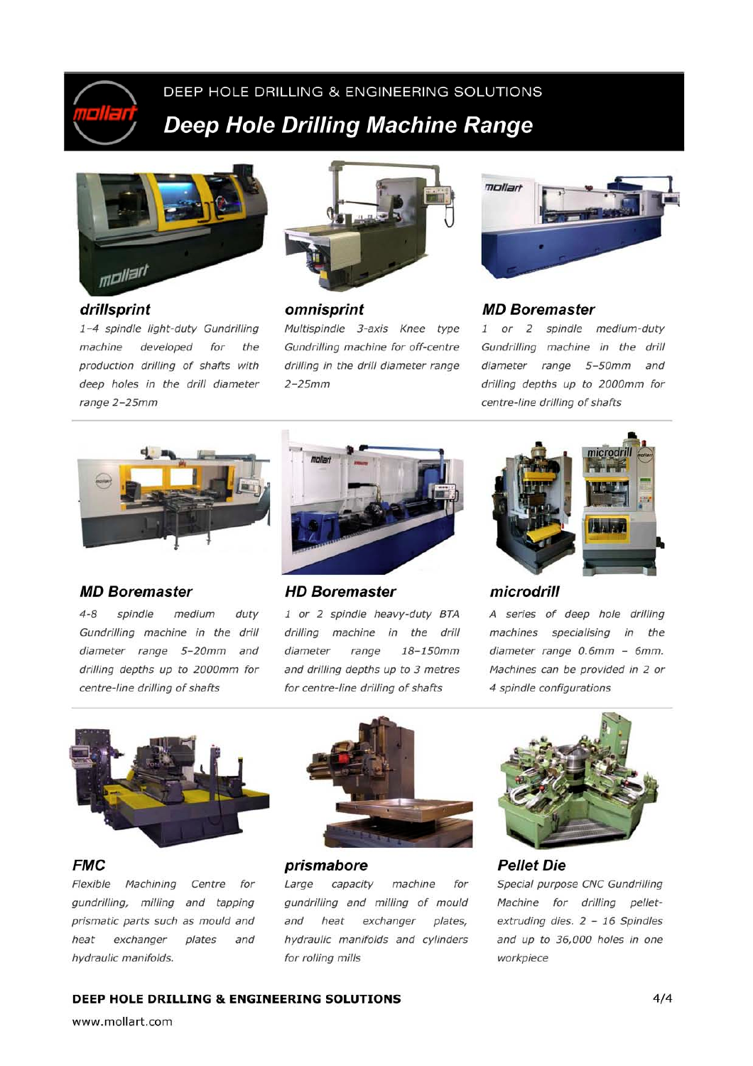DEEP HOLE DRILLING & ENGINEERING SOLUTIONS

# Deep Hole Drilling Machine Range

### drillsprint

*1–4 spindle light-duty Gundrilling machine developed for the production drilling of shafts with deep holes in the drill diameter range 2–25mm*

### omnisprint

*Multispindle 3-axis Knee type Gundrilling machine for off-centre drilling in the drill diameter range 2–25mm*

### MD Boremaster

*1 or 2 spindle medium-duty Gundrilling machine in the drill diameter range 5–50mm and drilling depths up to 2000mm for centre-line drilling of shafts*

### MD Boremaster

*4-8 spindle medium duty Gundrilling machine in the drill diameter range 5–20mm and drilling depths up to 2000mm for centre-line drilling of shafts*

### HD Boremaster

*1 or 2 spindle heavy-duty BTA drilling machine in the drill diameter range 18–150mm and drilling depths up to 3 metres for centre-line drilling of shafts*

### microdrill

*A series of deep hole drilling machines specialising in the diameter range 0.6mm – 6mm. Machines can be provided in 2 or 4 spindle configurations*

### FMC

*Flexible Machining Centre for gundrilling, milling and tapping prismatic parts such as mould and heat exchanger plates and hydraulic manifolds.*

### prismabore

*Large capacity machine for gundrilling and milling of mould and heat exchanger plates, hydraulic manifolds and cylinders for rolling mills*

### Pellet Die

*Special purpose CNC Gundrilling Machine for drilling pellet-extruding dies. 2 – 16 Spindles and up to 36,000 holes in one workpiece*

**DEEP HOLE DRILLING & ENGINEERING SOLUTIONS**

www.mollart.com